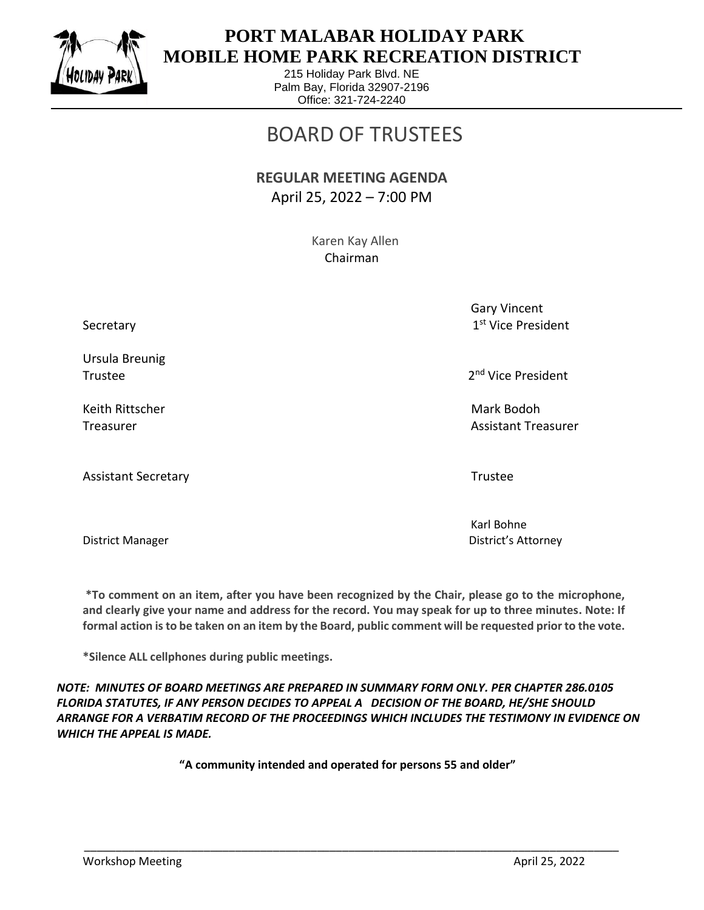# PORT MALABAR HOLIDAY PARK MOBILE HOME PARK RECREATION DISTRICT

215 Holiday Park Blvd. NE
Palm Bay, Florida 32907-2196
Office: 321-724-2240

## BOARD OF TRUSTEES

**REGULAR MEETING AGENDA**
April 25, 2022 – 7:00 PM

Karen Kay Allen
Chairman

| | |
|---|---|
| Secretary | Gary Vincent<br>1st Vice President |
| Ursula Breunig<br>Trustee | 2nd Vice President |
| Keith Rittscher<br>Treasurer | Mark Bodoh<br>Assistant Treasurer |
| Assistant Secretary | Trustee |
| District Manager | Karl Bohne<br>District's Attorney |

**\*To comment on an item, after you have been recognized by the Chair, please go to the microphone, and clearly give your name and address for the record. You may speak for up to three minutes. Note: If formal action is to be taken on an item by the Board, public comment will be requested prior to the vote.**

**\*Silence ALL cellphones during public meetings.**

***NOTE: MINUTES OF BOARD MEETINGS ARE PREPARED IN SUMMARY FORM ONLY. PER CHAPTER 286.0105 FLORIDA STATUTES, IF ANY PERSON DECIDES TO APPEAL A DECISION OF THE BOARD, HE/SHE SHOULD ARRANGE FOR A VERBATIM RECORD OF THE PROCEEDINGS WHICH INCLUDES THE TESTIMONY IN EVIDENCE ON WHICH THE APPEAL IS MADE.***

**"A community intended and operated for persons 55 and older"**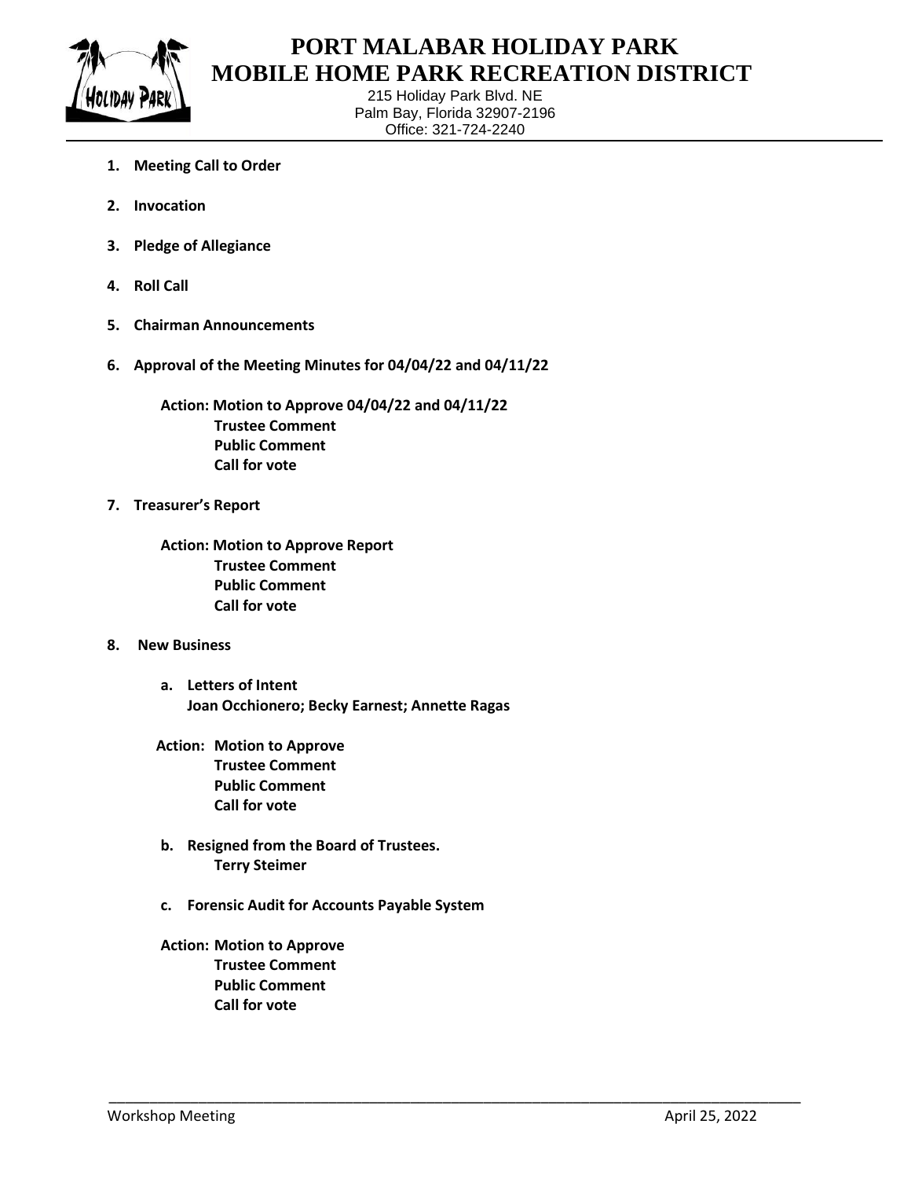# PORT MALABAR HOLIDAY PARK
# MOBILE HOME PARK RECREATION DISTRICT

215 Holiday Park Blvd. NE
Palm Bay, Florida 32907-2196
Office: 321-724-2240

1. **Meeting Call to Order**

2. **Invocation**

3. **Pledge of Allegiance**

4. **Roll Call**

5. **Chairman Announcements**

6. **Approval of the Meeting Minutes for 04/04/22 and 04/11/22**

   **Action: Motion to Approve 04/04/22 and 04/11/22**
   **Trustee Comment**
   **Public Comment**
   **Call for vote**

7. **Treasurer's Report**

   **Action: Motion to Approve Report**
   **Trustee Comment**
   **Public Comment**
   **Call for vote**

8. **New Business**

   a. **Letters of Intent**
      **Joan Occhionero; Becky Earnest; Annette Ragas**

   **Action: Motion to Approve**
   **Trustee Comment**
   **Public Comment**
   **Call for vote**

   b. **Resigned from the Board of Trustees.**
      **Terry Steimer**

   c. **Forensic Audit for Accounts Payable System**

   **Action: Motion to Approve**
   **Trustee Comment**
   **Public Comment**
   **Call for vote**

Workshop Meeting April 25, 2022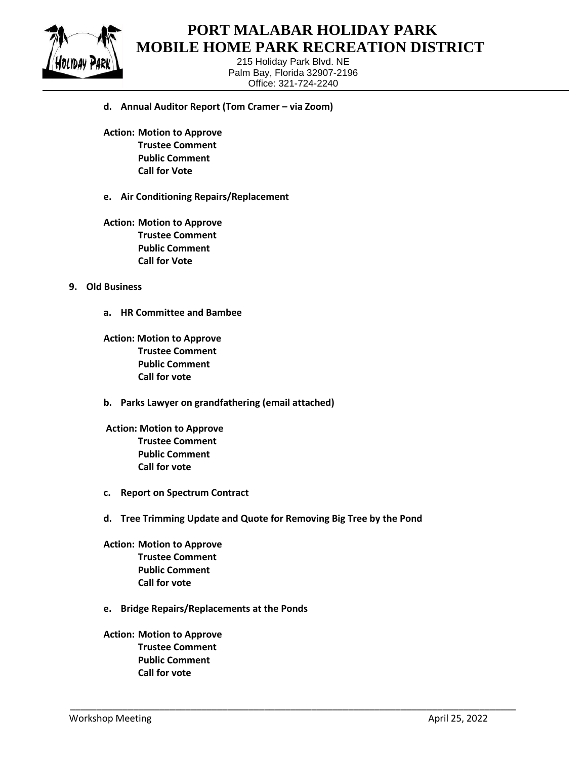**d. Annual Auditor Report (Tom Cramer – via Zoom)**

**Action: Motion to Approve**
**Trustee Comment**
**Public Comment**
**Call for Vote**

**e. Air Conditioning Repairs/Replacement**

**Action: Motion to Approve**
**Trustee Comment**
**Public Comment**
**Call for Vote**

**9. Old Business**

**a. HR Committee and Bambee**

**Action: Motion to Approve**
**Trustee Comment**
**Public Comment**
**Call for vote**

**b. Parks Lawyer on grandfathering (email attached)**

**Action: Motion to Approve**
**Trustee Comment**
**Public Comment**
**Call for vote**

**c. Report on Spectrum Contract**

**d. Tree Trimming Update and Quote for Removing Big Tree by the Pond**

**Action: Motion to Approve**
**Trustee Comment**
**Public Comment**
**Call for vote**

**e. Bridge Repairs/Replacements at the Ponds**

**Action: Motion to Approve**
**Trustee Comment**
**Public Comment**
**Call for vote**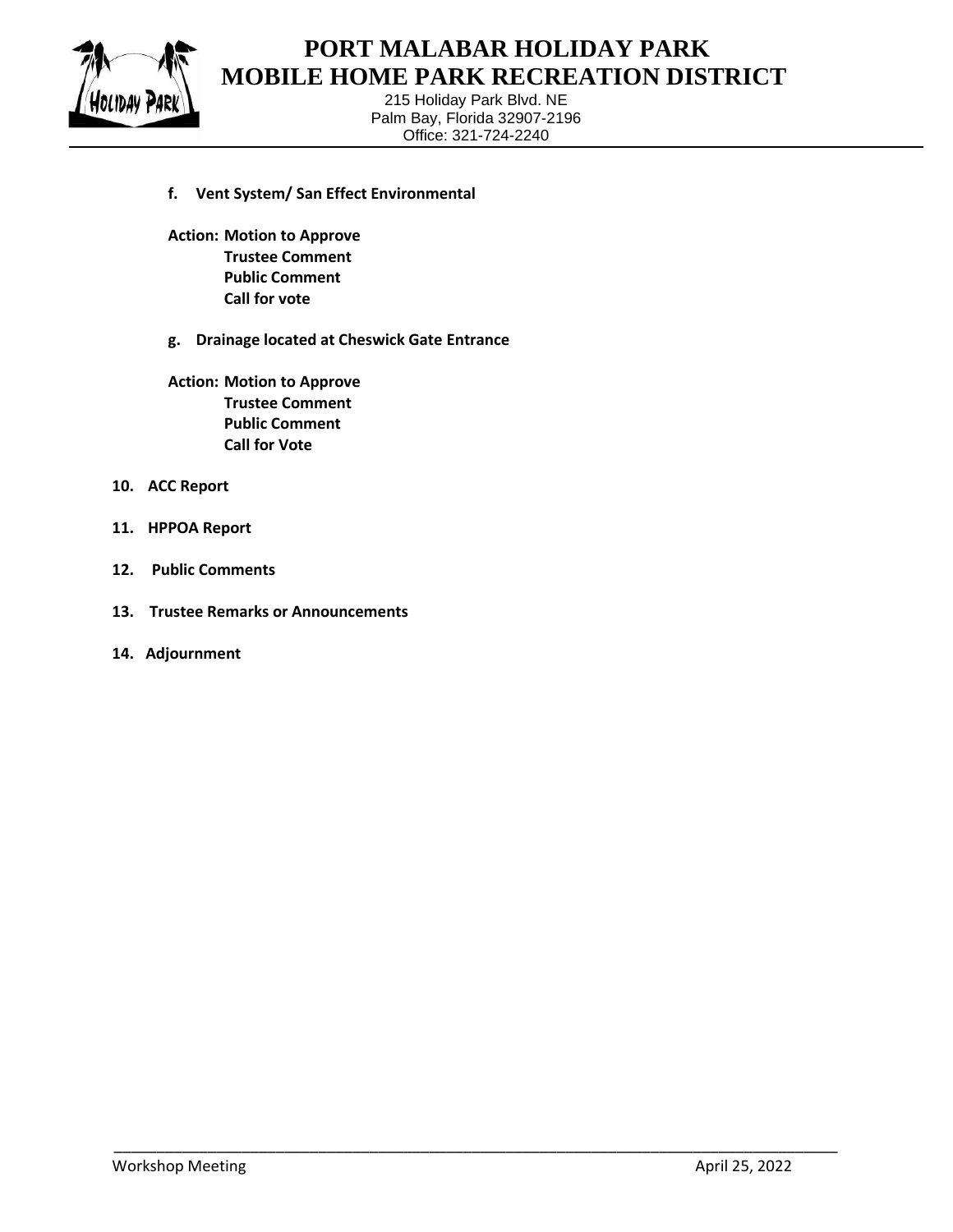**f. Vent System/ San Effect Environmental**

**Action: Motion to Approve**
**Trustee Comment**
**Public Comment**
**Call for vote**

**g. Drainage located at Cheswick Gate Entrance**

**Action: Motion to Approve**
**Trustee Comment**
**Public Comment**
**Call for Vote**

**10. ACC Report**

**11. HPPOA Report**

**12. Public Comments**

**13. Trustee Remarks or Announcements**

**14. Adjournment**